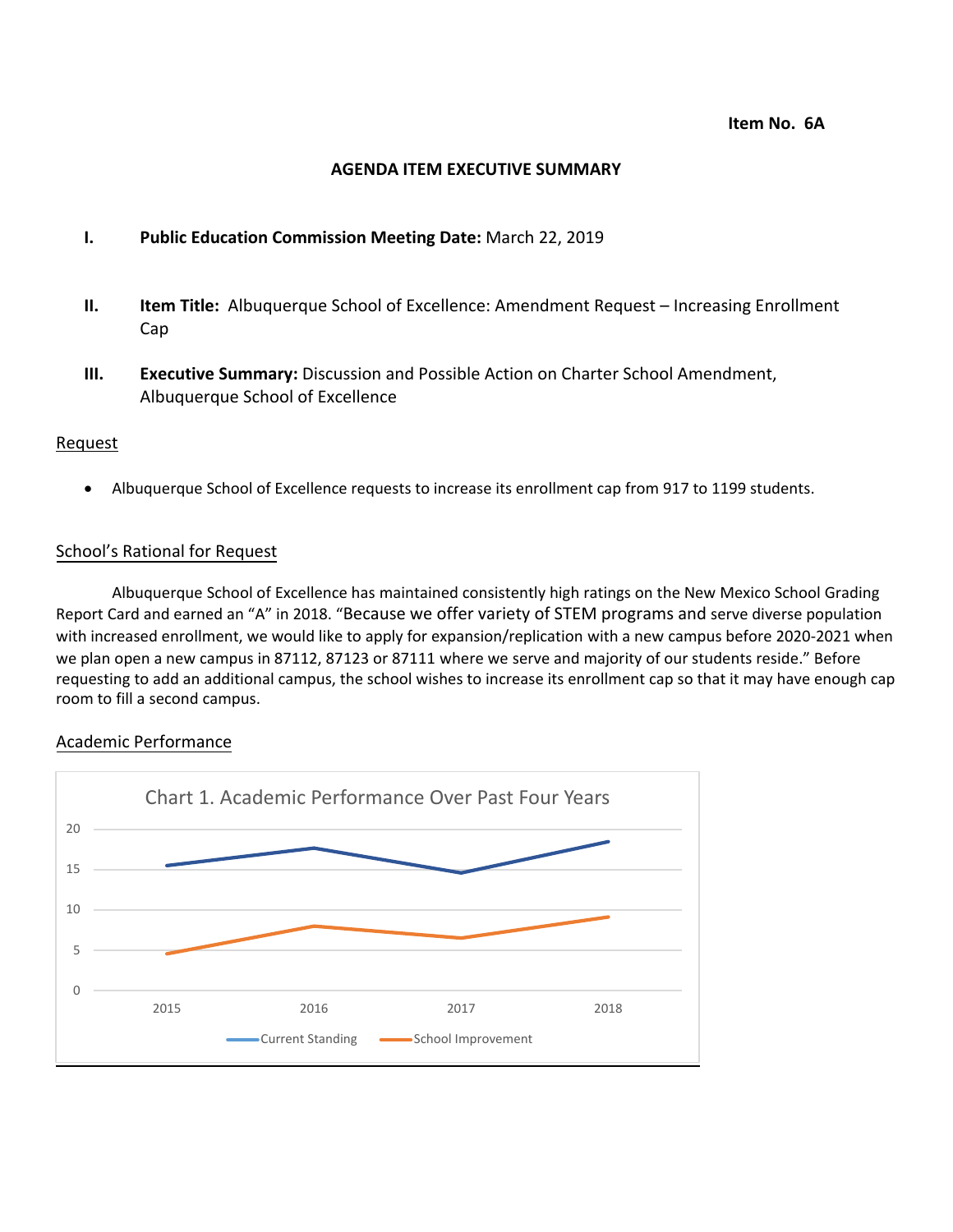**Item No. 6A**

## AGENDA ITEM EXECUTIVE SUMMARY

**I. Public Education Commission Meeting Date:** March 22, 2019

**II. Item Title:** Albuquerque School of Excellence: Amendment Request – Increasing Enrollment Cap

**III. Executive Summary:** Discussion and Possible Action on Charter School Amendment, Albuquerque School of Excellence

### Request

- Albuquerque School of Excellence requests to increase its enrollment cap from 917 to 1199 students.

### School's Rational for Request

Albuquerque School of Excellence has maintained consistently high ratings on the New Mexico School Grading Report Card and earned an "A" in 2018. "Because we offer variety of STEM programs and serve diverse population with increased enrollment, we would like to apply for expansion/replication with a new campus before 2020-2021 when we plan open a new campus in 87112, 87123 or 87111 where we serve and majority of our students reside." Before requesting to add an additional campus, the school wishes to increase its enrollment cap so that it may have enough cap room to fill a second campus.

### Academic Performance

Chart 1. Academic Performance Over Past Four Years

| Year | Current Standing | School Improvement |
|---|---|---|
| 2015 | ~15.5 | ~4.6 |
| 2016 | ~17.7 | ~8 |
| 2017 | ~14.6 | ~6.5 |
| 2018 | ~18.5 | ~9.1 |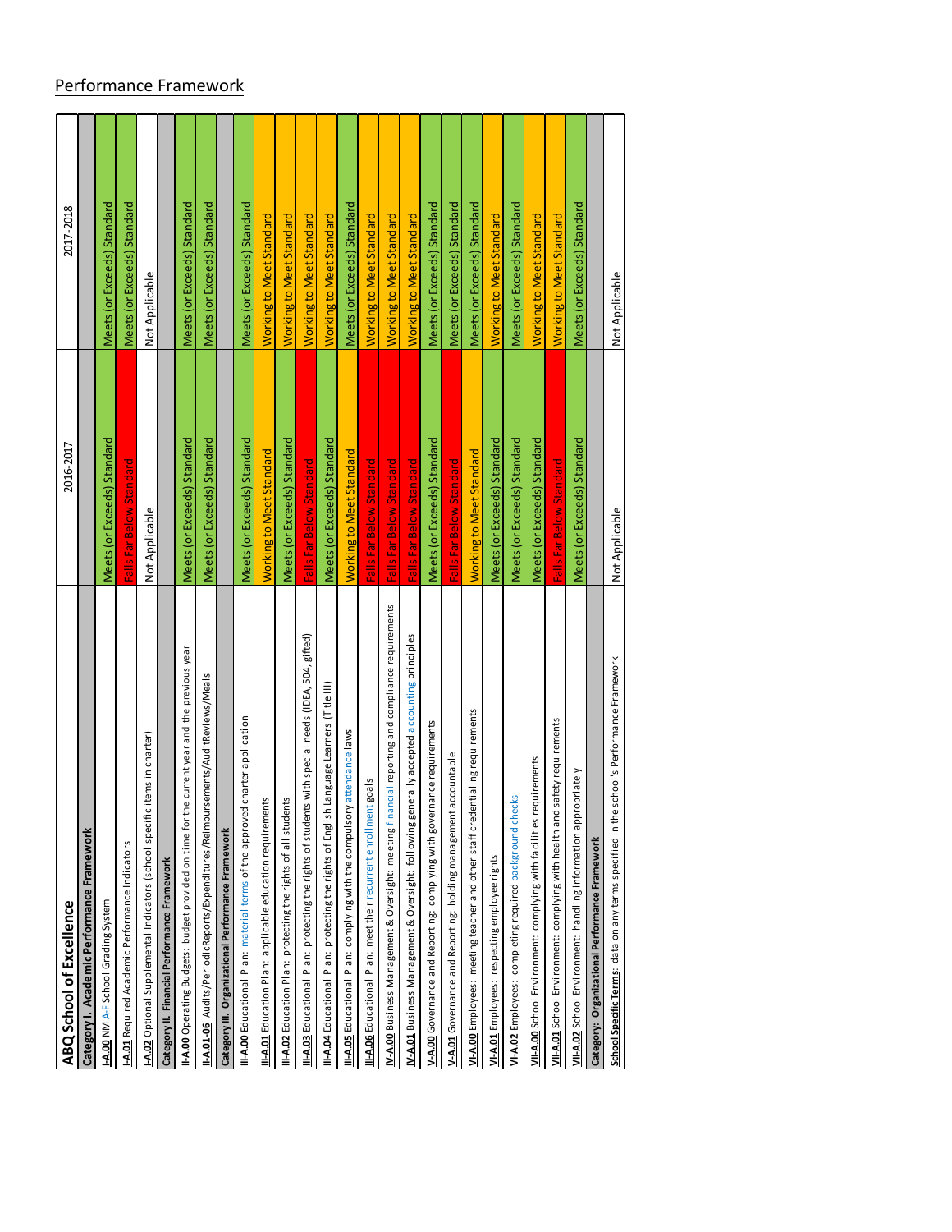## Performance Framework

| ABQ School of Excellence | 2016-2017 | 2017-2018 |
|---|---|---|
| **Category I. Academic Performance Framework** | | |
| **I-A.00** NM A-F School Grading System | Meets (or Exceeds) Standard | Meets (or Exceeds) Standard |
| **I-A.01** Required Academic Performance Indicators | Falls Far Below Standard | Meets (or Exceeds) Standard |
| **I-A.02** Optional Supplemental Indicators (school specific items in charter) | Not Applicable | Not Applicable |
| **Category II. Financial Performance Framework** | | |
| **II-A.00** Operating Budgets: budget provided on time for the current year and the previous year | Meets (or Exceeds) Standard | Meets (or Exceeds) Standard |
| **II-A.01-06** Audits/PeriodicReports/Expenditures/Reimbursements/AuditReviews/Meals | Meets (or Exceeds) Standard | Meets (or Exceeds) Standard |
| **Category III. Organizational Performance Framework** | | |
| **III-A.00** Educational Plan: material terms of the approved charter application | Meets (or Exceeds) Standard | Meets (or Exceeds) Standard |
| **III-A.01** Education Plan: applicable education requirements | Working to Meet Standard | Working to Meet Standard |
| **III-A.02** Education Plan: protecting the rights of all students | Meets (or Exceeds) Standard | Working to Meet Standard |
| **III-A.03** Educational Plan: protecting the rights of students with special needs (IDEA, 504, gifted) | Falls Far Below Standard | Working to Meet Standard |
| **III-A.04** Educational Plan: protecting the rights of English Language Learners (Title III) | Meets (or Exceeds) Standard | Working to Meet Standard |
| **III-A.05** Educational Plan: complying with the compulsory attendance laws | Working to Meet Standard | Meets (or Exceeds) Standard |
| **III-A.06** Educational Plan: meet their recurrent enrollment goals | Falls Far Below Standard | Working to Meet Standard |
| **IV-A.00** Business Management & Oversight: meeting financial reporting and compliance requirements | Falls Far Below Standard | Working to Meet Standard |
| **IV-A.01** Business Management & Oversight: following generally accepted accounting principles | Falls Far Below Standard | Working to Meet Standard |
| **V-A.00** Governance and Reporting: complying with governance requirements | Meets (or Exceeds) Standard | Meets (or Exceeds) Standard |
| **V-A.01** Governance and Reporting: holding management accountable | Falls Far Below Standard | Meets (or Exceeds) Standard |
| **VI-A.00** Employees: meeting teacher and other staff credentialing requirements | Working to Meet Standard | Meets (or Exceeds) Standard |
| **VI-A.01** Employees: respecting employee rights | Meets (or Exceeds) Standard | Working to Meet Standard |
| **VI-A.02** Employees: completing required background checks | Meets (or Exceeds) Standard | Meets (or Exceeds) Standard |
| **VII-A.00** School Environment: complying with facilities requirements | Meets (or Exceeds) Standard | Working to Meet Standard |
| **VII-A.01** School Environment: complying with health and safety requirements | Falls Far Below Standard | Working to Meet Standard |
| **VII-A.02** School Environment: handling information appropriately | Meets (or Exceeds) Standard | Meets (or Exceeds) Standard |
| **Category: Organizational Performance Framework** | | |
| **School Specific Terms**: data on any terms specified in the school's Performance Framework | Not Applicable | Not Applicable |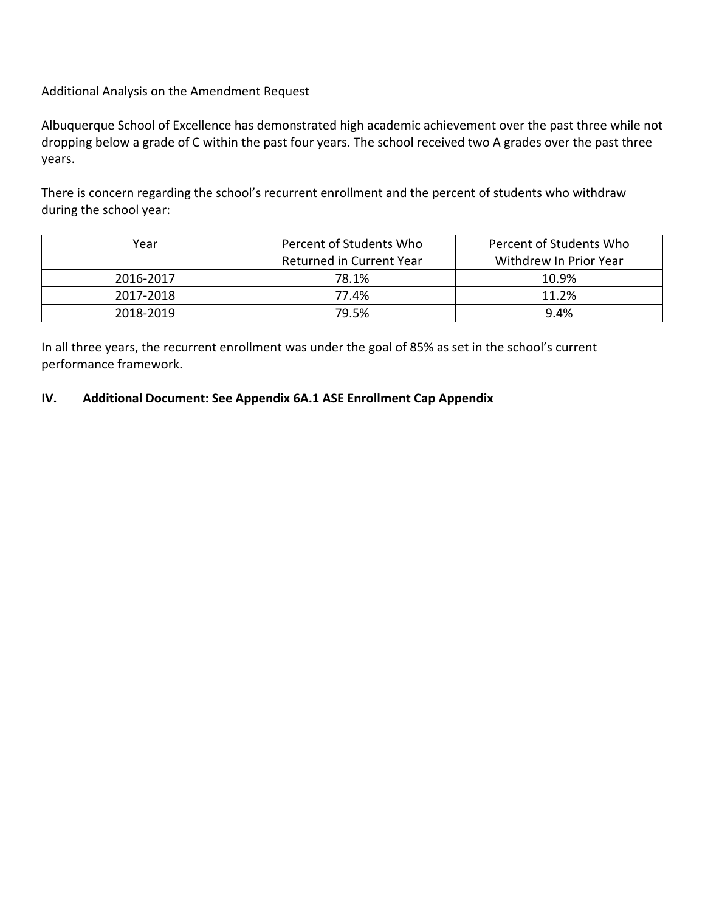Additional Analysis on the Amendment Request

Albuquerque School of Excellence has demonstrated high academic achievement over the past three while not dropping below a grade of C within the past four years. The school received two A grades over the past three years.

There is concern regarding the school's recurrent enrollment and the percent of students who withdraw during the school year:

| Year | Percent of Students Who Returned in Current Year | Percent of Students Who Withdrew In Prior Year |
|---|---|---|
| 2016-2017 | 78.1% | 10.9% |
| 2017-2018 | 77.4% | 11.2% |
| 2018-2019 | 79.5% | 9.4% |

In all three years, the recurrent enrollment was under the goal of 85% as set in the school's current performance framework.

## IV. Additional Document: See Appendix 6A.1 ASE Enrollment Cap Appendix